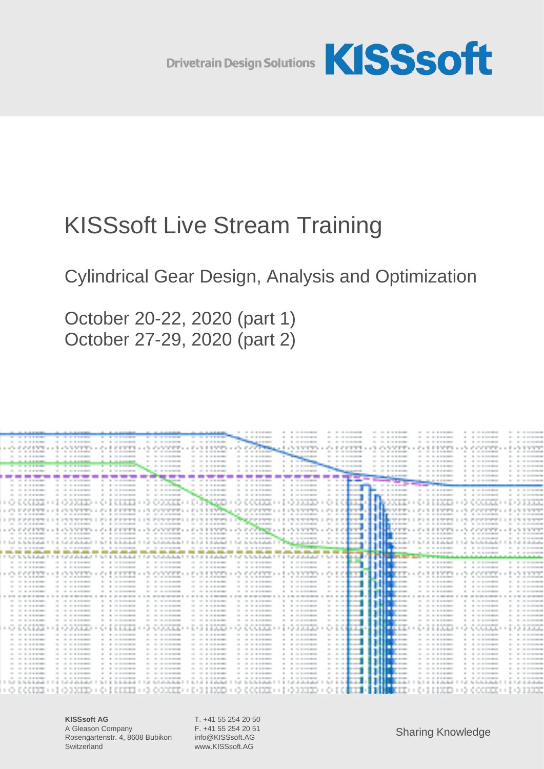Drivetrain Design Solutions **KISSsoft**

# KISSsoft Live Stream Training

## Cylindrical Gear Design, Analysis and Optimization

October 20-22, 2020 (part 1)
October 27-29, 2020 (part 2)

**KISSsoft AG**
A Gleason Company
Rosengartenstr. 4, 8608 Bubikon
Switzerland

T. +41 55 254 20 50
F. +41 55 254 20 51
info@KISSsoft.AG
www.KISSsoft.AG

Sharing Knowledge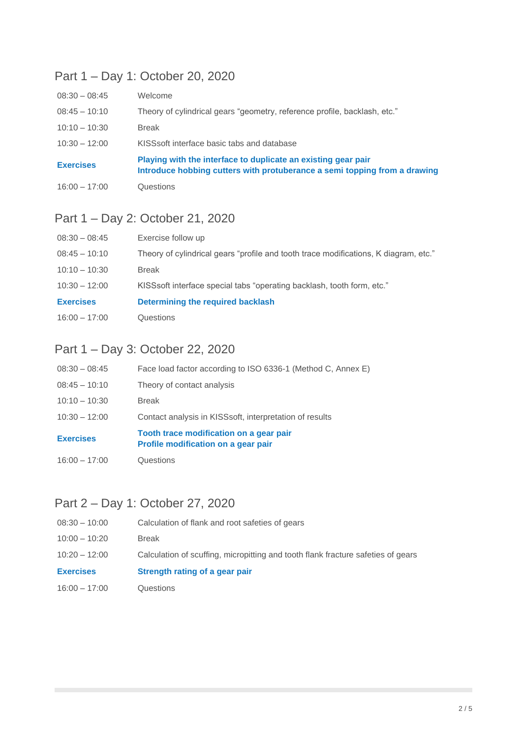## Part 1 – Day 1: October 20, 2020

| | |
|---|---|
| 08:30 – 08:45 | Welcome |
| 08:45 – 10:10 | Theory of cylindrical gears “geometry, reference profile, backlash, etc.” |
| 10:10 – 10:30 | Break |
| 10:30 – 12:00 | KISSsoft interface basic tabs and database |
| **Exercises** | **Playing with the interface to duplicate an existing gear pair**<br>**Introduce hobbing cutters with protuberance a semi topping from a drawing** |
| 16:00 – 17:00 | Questions |

## Part 1 – Day 2: October 21, 2020

| | |
|---|---|
| 08:30 – 08:45 | Exercise follow up |
| 08:45 – 10:10 | Theory of cylindrical gears “profile and tooth trace modifications, K diagram, etc.” |
| 10:10 – 10:30 | Break |
| 10:30 – 12:00 | KISSsoft interface special tabs “operating backlash, tooth form, etc.” |
| **Exercises** | **Determining the required backlash** |
| 16:00 – 17:00 | Questions |

## Part 1 – Day 3: October 22, 2020

| | |
|---|---|
| 08:30 – 08:45 | Face load factor according to ISO 6336-1 (Method C, Annex E) |
| 08:45 – 10:10 | Theory of contact analysis |
| 10:10 – 10:30 | Break |
| 10:30 – 12:00 | Contact analysis in KISSsoft, interpretation of results |
| **Exercises** | **Tooth trace modification on a gear pair**<br>**Profile modification on a gear pair** |
| 16:00 – 17:00 | Questions |

## Part 2 – Day 1: October 27, 2020

| | |
|---|---|
| 08:30 – 10:00 | Calculation of flank and root safeties of gears |
| 10:00 – 10:20 | Break |
| 10:20 – 12:00 | Calculation of scuffing, micropitting and tooth flank fracture safeties of gears |
| **Exercises** | **Strength rating of a gear pair** |
| 16:00 – 17:00 | Questions |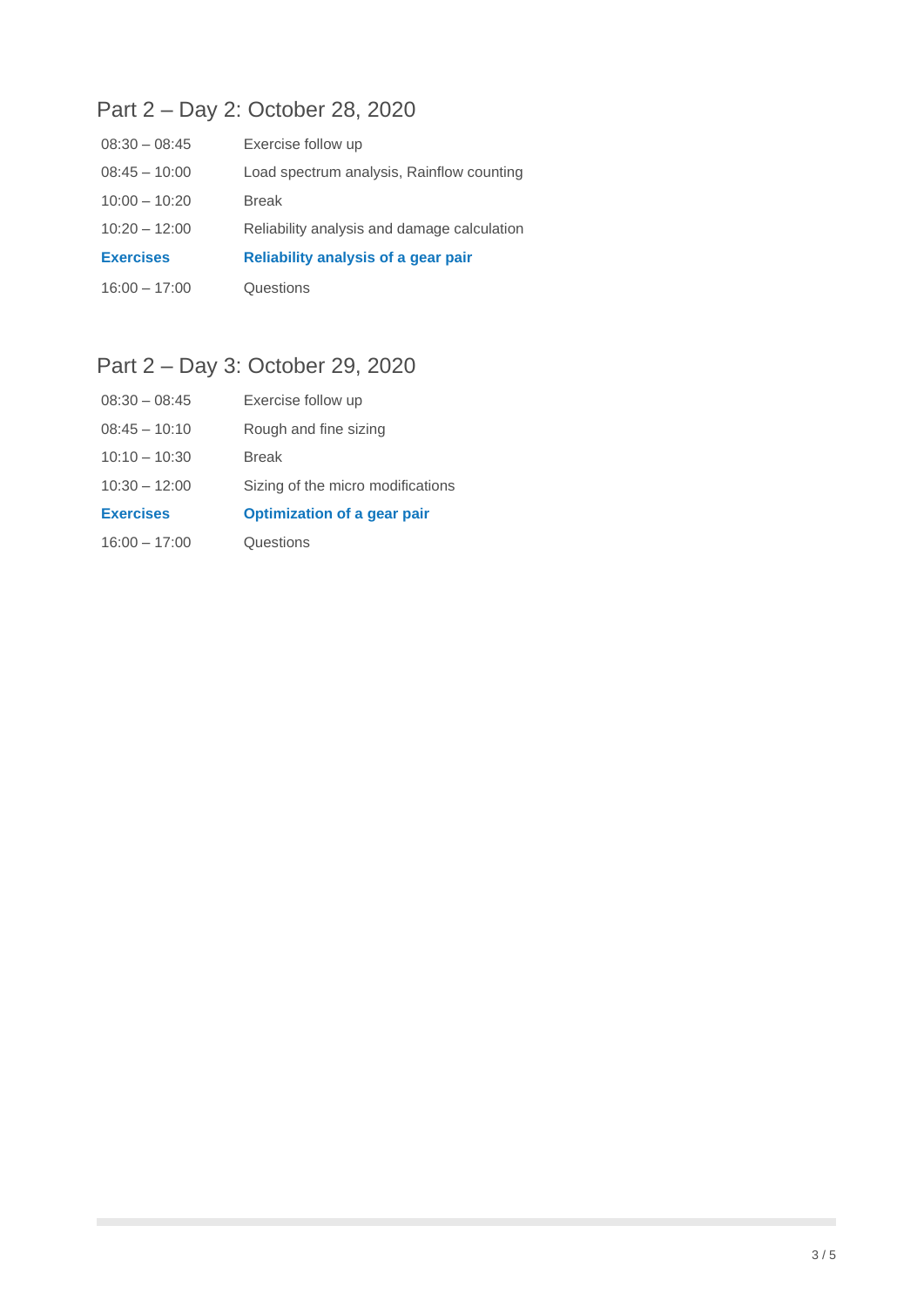## Part 2 – Day 2: October 28, 2020

| | |
|---|---|
| 08:30 – 08:45 | Exercise follow up |
| 08:45 – 10:00 | Load spectrum analysis, Rainflow counting |
| 10:00 – 10:20 | Break |
| 10:20 – 12:00 | Reliability analysis and damage calculation |
| **Exercises** | **Reliability analysis of a gear pair** |
| 16:00 – 17:00 | Questions |

## Part 2 – Day 3: October 29, 2020

| | |
|---|---|
| 08:30 – 08:45 | Exercise follow up |
| 08:45 – 10:10 | Rough and fine sizing |
| 10:10 – 10:30 | Break |
| 10:30 – 12:00 | Sizing of the micro modifications |
| **Exercises** | **Optimization of a gear pair** |
| 16:00 – 17:00 | Questions |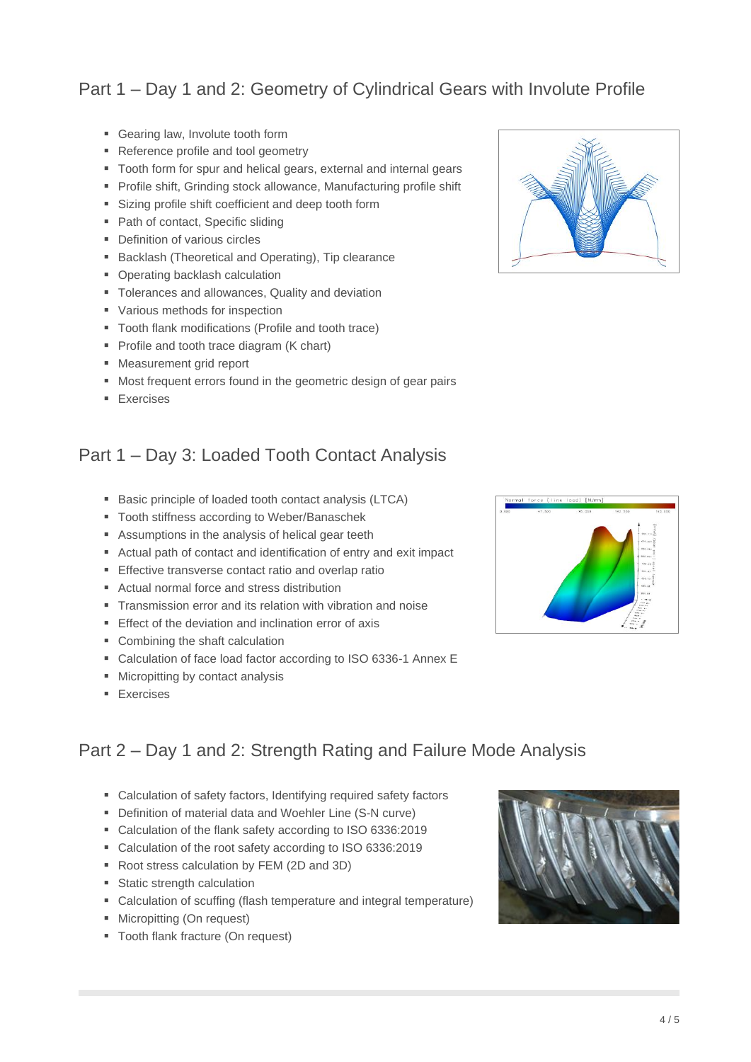## Part 1 – Day 1 and 2: Geometry of Cylindrical Gears with Involute Profile

- Gearing law, Involute tooth form
- Reference profile and tool geometry
- Tooth form for spur and helical gears, external and internal gears
- Profile shift, Grinding stock allowance, Manufacturing profile shift
- Sizing profile shift coefficient and deep tooth form
- Path of contact, Specific sliding
- Definition of various circles
- Backlash (Theoretical and Operating), Tip clearance
- Operating backlash calculation
- Tolerances and allowances, Quality and deviation
- Various methods for inspection
- Tooth flank modifications (Profile and tooth trace)
- Profile and tooth trace diagram (K chart)
- Measurement grid report
- Most frequent errors found in the geometric design of gear pairs
- Exercises

## Part 1 – Day 3: Loaded Tooth Contact Analysis

- Basic principle of loaded tooth contact analysis (LTCA)
- Tooth stiffness according to Weber/Banaschek
- Assumptions in the analysis of helical gear teeth
- Actual path of contact and identification of entry and exit impact
- Effective transverse contact ratio and overlap ratio
- Actual normal force and stress distribution
- Transmission error and its relation with vibration and noise
- Effect of the deviation and inclination error of axis
- Combining the shaft calculation
- Calculation of face load factor according to ISO 6336-1 Annex E
- Micropitting by contact analysis
- Exercises

## Part 2 – Day 1 and 2: Strength Rating and Failure Mode Analysis

- Calculation of safety factors, Identifying required safety factors
- Definition of material data and Woehler Line (S-N curve)
- Calculation of the flank safety according to ISO 6336:2019
- Calculation of the root safety according to ISO 6336:2019
- Root stress calculation by FEM (2D and 3D)
- Static strength calculation
- Calculation of scuffing (flash temperature and integral temperature)
- Micropitting (On request)
- Tooth flank fracture (On request)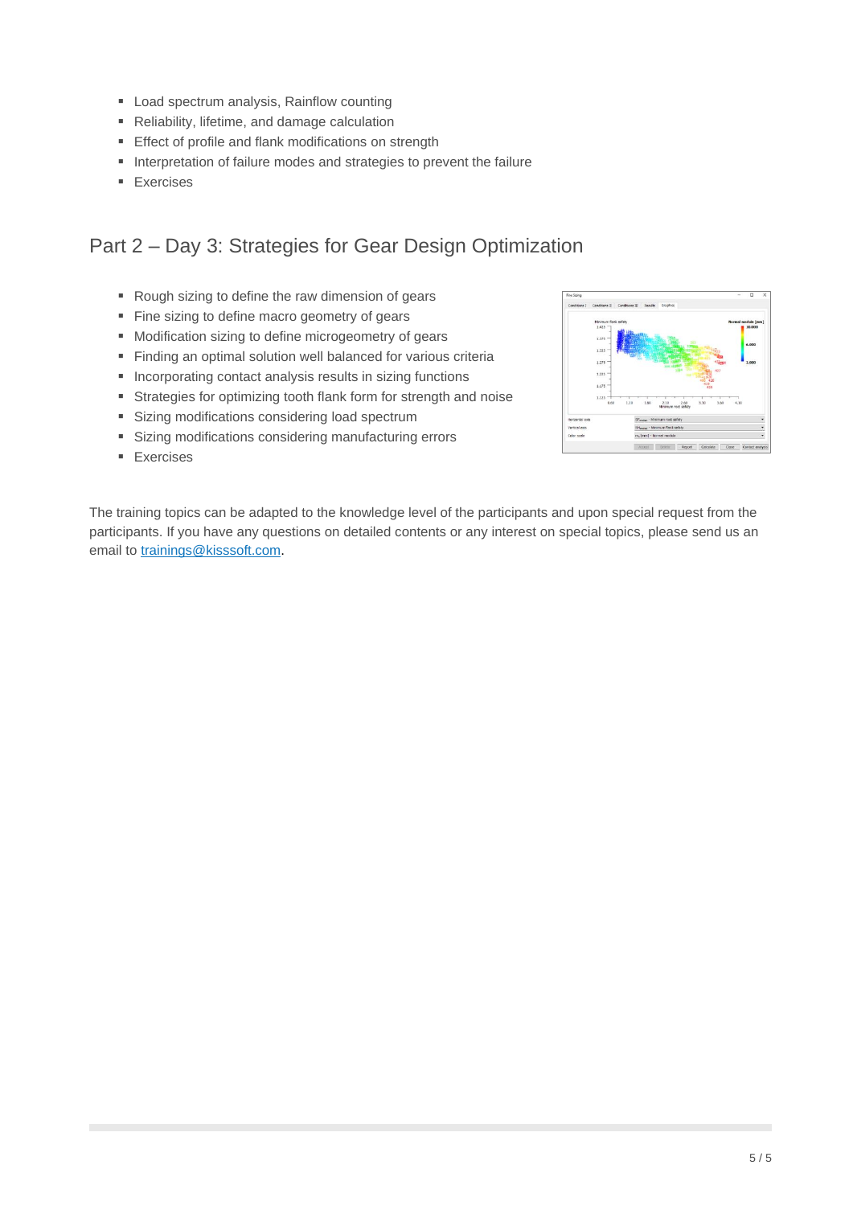- Load spectrum analysis, Rainflow counting
- Reliability, lifetime, and damage calculation
- Effect of profile and flank modifications on strength
- Interpretation of failure modes and strategies to prevent the failure
- Exercises

## Part 2 – Day 3: Strategies for Gear Design Optimization

- Rough sizing to define the raw dimension of gears
- Fine sizing to define macro geometry of gears
- Modification sizing to define microgeometry of gears
- Finding an optimal solution well balanced for various criteria
- Incorporating contact analysis results in sizing functions
- Strategies for optimizing tooth flank form for strength and noise
- Sizing modifications considering load spectrum
- Sizing modifications considering manufacturing errors
- Exercises

The training topics can be adapted to the knowledge level of the participants and upon special request from the participants. If you have any questions on detailed contents or any interest on special topics, please send us an email to trainings@kisssoft.com.